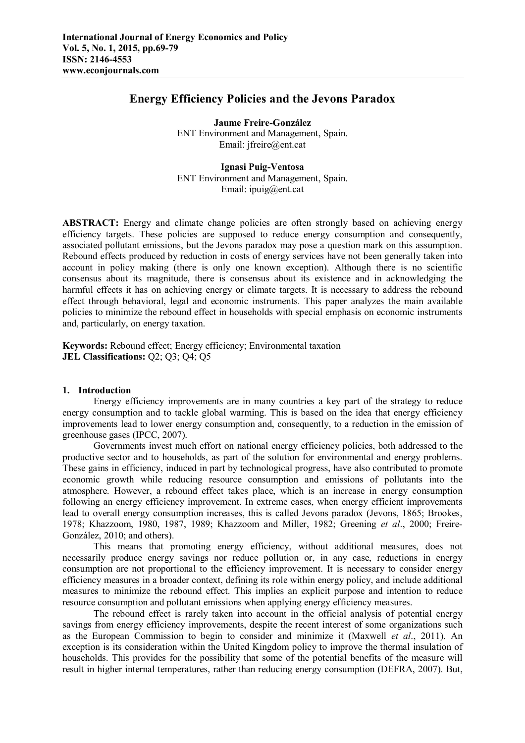# Energy Efficiency Policies and the Jevons Paradox

**Jaume Freire-González**
ENT Environment and Management, Spain.
Email: jfreire@ent.cat

**Ignasi Puig-Ventosa**
ENT Environment and Management, Spain.
Email: ipuig@ent.cat

**ABSTRACT:** Energy and climate change policies are often strongly based on achieving energy efficiency targets. These policies are supposed to reduce energy consumption and consequently, associated pollutant emissions, but the Jevons paradox may pose a question mark on this assumption. Rebound effects produced by reduction in costs of energy services have not been generally taken into account in policy making (there is only one known exception). Although there is no scientific consensus about its magnitude, there is consensus about its existence and in acknowledging the harmful effects it has on achieving energy or climate targets. It is necessary to address the rebound effect through behavioral, legal and economic instruments. This paper analyzes the main available policies to minimize the rebound effect in households with special emphasis on economic instruments and, particularly, on energy taxation.

**Keywords:** Rebound effect; Energy efficiency; Environmental taxation
**JEL Classifications:** Q2; Q3; Q4; Q5

## 1. Introduction

Energy efficiency improvements are in many countries a key part of the strategy to reduce energy consumption and to tackle global warming. This is based on the idea that energy efficiency improvements lead to lower energy consumption and, consequently, to a reduction in the emission of greenhouse gases (IPCC, 2007).

Governments invest much effort on national energy efficiency policies, both addressed to the productive sector and to households, as part of the solution for environmental and energy problems. These gains in efficiency, induced in part by technological progress, have also contributed to promote economic growth while reducing resource consumption and emissions of pollutants into the atmosphere. However, a rebound effect takes place, which is an increase in energy consumption following an energy efficiency improvement. In extreme cases, when energy efficient improvements lead to overall energy consumption increases, this is called Jevons paradox (Jevons, 1865; Brookes, 1978; Khazzoom, 1980, 1987, 1989; Khazzoom and Miller, 1982; Greening *et al*., 2000; Freire-González, 2010; and others).

This means that promoting energy efficiency, without additional measures, does not necessarily produce energy savings nor reduce pollution or, in any case, reductions in energy consumption are not proportional to the efficiency improvement. It is necessary to consider energy efficiency measures in a broader context, defining its role within energy policy, and include additional measures to minimize the rebound effect. This implies an explicit purpose and intention to reduce resource consumption and pollutant emissions when applying energy efficiency measures.

The rebound effect is rarely taken into account in the official analysis of potential energy savings from energy efficiency improvements, despite the recent interest of some organizations such as the European Commission to begin to consider and minimize it (Maxwell *et al*., 2011). An exception is its consideration within the United Kingdom policy to improve the thermal insulation of households. This provides for the possibility that some of the potential benefits of the measure will result in higher internal temperatures, rather than reducing energy consumption (DEFRA, 2007). But,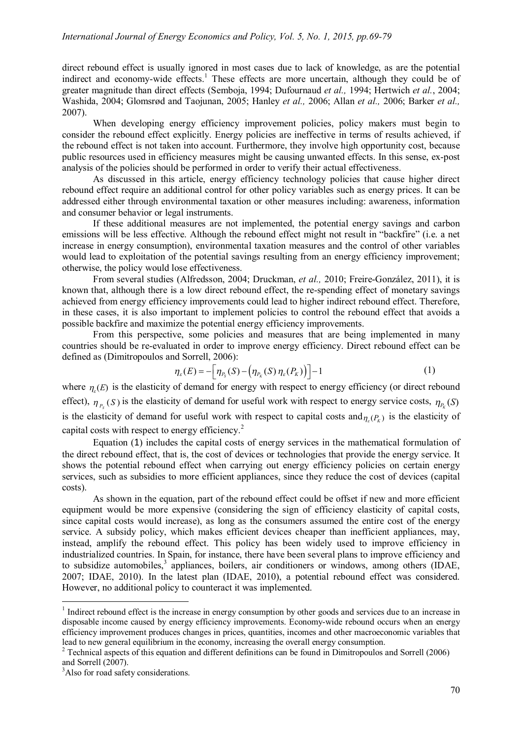direct rebound effect is usually ignored in most cases due to lack of knowledge, as are the potential indirect and economy-wide effects.[1] These effects are more uncertain, although they could be of greater magnitude than direct effects (Semboja, 1994; Dufournaud *et al.,* 1994; Hertwich *et al.*, 2004; Washida, 2004; Glomsrød and Taojunan, 2005; Hanley *et al.,* 2006; Allan *et al.,* 2006; Barker *et al.,* 2007).

When developing energy efficiency improvement policies, policy makers must begin to consider the rebound effect explicitly. Energy policies are ineffective in terms of results achieved, if the rebound effect is not taken into account. Furthermore, they involve high opportunity cost, because public resources used in efficiency measures might be causing unwanted effects. In this sense, ex-post analysis of the policies should be performed in order to verify their actual effectiveness.

As discussed in this article, energy efficiency technology policies that cause higher direct rebound effect require an additional control for other policy variables such as energy prices. It can be addressed either through environmental taxation or other measures including: awareness, information and consumer behavior or legal instruments.

If these additional measures are not implemented, the potential energy savings and carbon emissions will be less effective. Although the rebound effect might not result in "backfire" (i.e. a net increase in energy consumption), environmental taxation measures and the control of other variables would lead to exploitation of the potential savings resulting from an energy efficiency improvement; otherwise, the policy would lose effectiveness.

From several studies (Alfredsson, 2004; Druckman, *et al.,* 2010; Freire-González, 2011), it is known that, although there is a low direct rebound effect, the re-spending effect of monetary savings achieved from energy efficiency improvements could lead to higher indirect rebound effect. Therefore, in these cases, it is also important to implement policies to control the rebound effect that avoids a possible backfire and maximize the potential energy efficiency improvements.

From this perspective, some policies and measures that are being implemented in many countries should be re-evaluated in order to improve energy efficiency. Direct rebound effect can be defined as (Dimitropoulos and Sorrell, 2006):

$$\eta_{\varepsilon}(E) = -\left[\eta_{P_S}(S) - \left(\eta_{P_K}(S)\,\eta_{\varepsilon}(P_K)\right)\right] - 1 \tag{1}$$

where $\eta_{\varepsilon}(E)$ is the elasticity of demand for energy with respect to energy efficiency (or direct rebound effect), $\eta_{P_S}(S)$ is the elasticity of demand for useful work with respect to energy service costs, $\eta_{P_K}(S)$ is the elasticity of demand for useful work with respect to capital costs and $\eta_{\varepsilon}(P_K)$ is the elasticity of capital costs with respect to energy efficiency.[2]

Equation (1) includes the capital costs of energy services in the mathematical formulation of the direct rebound effect, that is, the cost of devices or technologies that provide the energy service. It shows the potential rebound effect when carrying out energy efficiency policies on certain energy services, such as subsidies to more efficient appliances, since they reduce the cost of devices (capital costs).

As shown in the equation, part of the rebound effect could be offset if new and more efficient equipment would be more expensive (considering the sign of efficiency elasticity of capital costs, since capital costs would increase), as long as the consumers assumed the entire cost of the energy service. A subsidy policy, which makes efficient devices cheaper than inefficient appliances, may, instead, amplify the rebound effect. This policy has been widely used to improve efficiency in industrialized countries. In Spain, for instance, there have been several plans to improve efficiency and to subsidize automobiles,[3] appliances, boilers, air conditioners or windows, among others (IDAE, 2007; IDAE, 2010). In the latest plan (IDAE, 2010), a potential rebound effect was considered. However, no additional policy to counteract it was implemented.

---

[1] Indirect rebound effect is the increase in energy consumption by other goods and services due to an increase in disposable income caused by energy efficiency improvements. Economy-wide rebound occurs when an energy efficiency improvement produces changes in prices, quantities, incomes and other macroeconomic variables that lead to new general equilibrium in the economy, increasing the overall energy consumption.

[2] Technical aspects of this equation and different definitions can be found in Dimitropoulos and Sorrell (2006) and Sorrell (2007).

[3] Also for road safety considerations.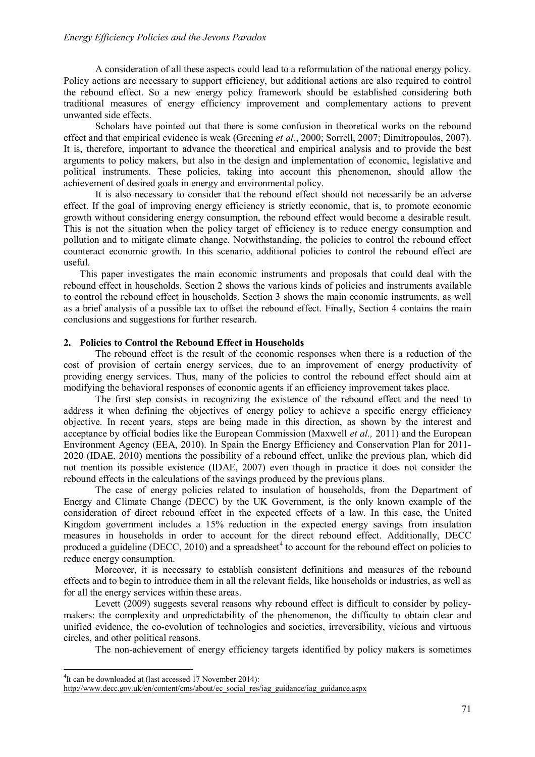A consideration of all these aspects could lead to a reformulation of the national energy policy. Policy actions are necessary to support efficiency, but additional actions are also required to control the rebound effect. So a new energy policy framework should be established considering both traditional measures of energy efficiency improvement and complementary actions to prevent unwanted side effects.

Scholars have pointed out that there is some confusion in theoretical works on the rebound effect and that empirical evidence is weak (Greening *et al.*, 2000; Sorrell, 2007; Dimitropoulos, 2007). It is, therefore, important to advance the theoretical and empirical analysis and to provide the best arguments to policy makers, but also in the design and implementation of economic, legislative and political instruments. These policies, taking into account this phenomenon, should allow the achievement of desired goals in energy and environmental policy.

It is also necessary to consider that the rebound effect should not necessarily be an adverse effect. If the goal of improving energy efficiency is strictly economic, that is, to promote economic growth without considering energy consumption, the rebound effect would become a desirable result. This is not the situation when the policy target of efficiency is to reduce energy consumption and pollution and to mitigate climate change. Notwithstanding, the policies to control the rebound effect counteract economic growth. In this scenario, additional policies to control the rebound effect are useful.

This paper investigates the main economic instruments and proposals that could deal with the rebound effect in households. Section 2 shows the various kinds of policies and instruments available to control the rebound effect in households. Section 3 shows the main economic instruments, as well as a brief analysis of a possible tax to offset the rebound effect. Finally, Section 4 contains the main conclusions and suggestions for further research.

## 2. Policies to Control the Rebound Effect in Households

The rebound effect is the result of the economic responses when there is a reduction of the cost of provision of certain energy services, due to an improvement of energy productivity of providing energy services. Thus, many of the policies to control the rebound effect should aim at modifying the behavioral responses of economic agents if an efficiency improvement takes place.

The first step consists in recognizing the existence of the rebound effect and the need to address it when defining the objectives of energy policy to achieve a specific energy efficiency objective. In recent years, steps are being made in this direction, as shown by the interest and acceptance by official bodies like the European Commission (Maxwell *et al.,* 2011) and the European Environment Agency (EEA, 2010). In Spain the Energy Efficiency and Conservation Plan for 2011-2020 (IDAE, 2010) mentions the possibility of a rebound effect, unlike the previous plan, which did not mention its possible existence (IDAE, 2007) even though in practice it does not consider the rebound effects in the calculations of the savings produced by the previous plans.

The case of energy policies related to insulation of households, from the Department of Energy and Climate Change (DECC) by the UK Government, is the only known example of the consideration of direct rebound effect in the expected effects of a law. In this case, the United Kingdom government includes a 15% reduction in the expected energy savings from insulation measures in households in order to account for the direct rebound effect. Additionally, DECC produced a guideline (DECC, 2010) and a spreadsheet[4] to account for the rebound effect on policies to reduce energy consumption.

Moreover, it is necessary to establish consistent definitions and measures of the rebound effects and to begin to introduce them in all the relevant fields, like households or industries, as well as for all the energy services within these areas.

Levett (2009) suggests several reasons why rebound effect is difficult to consider by policy-makers: the complexity and unpredictability of the phenomenon, the difficulty to obtain clear and unified evidence, the co-evolution of technologies and societies, irreversibility, vicious and virtuous circles, and other political reasons.

The non-achievement of energy efficiency targets identified by policy makers is sometimes

---

[4]It can be downloaded at (last accessed 17 November 2014):
http://www.decc.gov.uk/en/content/cms/about/ec_social_res/iag_guidance/iag_guidance.aspx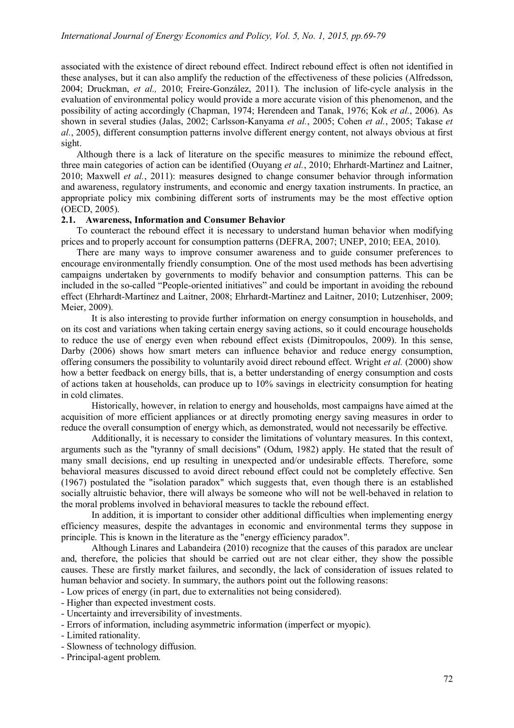associated with the existence of direct rebound effect. Indirect rebound effect is often not identified in these analyses, but it can also amplify the reduction of the effectiveness of these policies (Alfredsson, 2004; Druckman, *et al.,* 2010; Freire-González, 2011). The inclusion of life-cycle analysis in the evaluation of environmental policy would provide a more accurate vision of this phenomenon, and the possibility of acting accordingly (Chapman, 1974; Herendeen and Tanak, 1976; Kok *et al.*, 2006). As shown in several studies (Jalas, 2002; Carlsson-Kanyama *et al.*, 2005; Cohen *et al.*, 2005; Takase *et al.*, 2005), different consumption patterns involve different energy content, not always obvious at first sight.

Although there is a lack of literature on the specific measures to minimize the rebound effect, three main categories of action can be identified (Ouyang *et al.*, 2010; Ehrhardt-Martinez and Laitner, 2010; Maxwell *et al.*, 2011): measures designed to change consumer behavior through information and awareness, regulatory instruments, and economic and energy taxation instruments. In practice, an appropriate policy mix combining different sorts of instruments may be the most effective option (OECD, 2005).

### 2.1. Awareness, Information and Consumer Behavior

To counteract the rebound effect it is necessary to understand human behavior when modifying prices and to properly account for consumption patterns (DEFRA, 2007; UNEP, 2010; EEA, 2010).

There are many ways to improve consumer awareness and to guide consumer preferences to encourage environmentally friendly consumption. One of the most used methods has been advertising campaigns undertaken by governments to modify behavior and consumption patterns. This can be included in the so-called "People-oriented initiatives" and could be important in avoiding the rebound effect (Ehrhardt-Martinez and Laitner, 2008; Ehrhardt-Martinez and Laitner, 2010; Lutzenhiser, 2009; Meier, 2009).

It is also interesting to provide further information on energy consumption in households, and on its cost and variations when taking certain energy saving actions, so it could encourage households to reduce the use of energy even when rebound effect exists (Dimitropoulos, 2009). In this sense, Darby (2006) shows how smart meters can influence behavior and reduce energy consumption, offering consumers the possibility to voluntarily avoid direct rebound effect. Wright *et al.* (2000) show how a better feedback on energy bills, that is, a better understanding of energy consumption and costs of actions taken at households, can produce up to 10% savings in electricity consumption for heating in cold climates.

Historically, however, in relation to energy and households, most campaigns have aimed at the acquisition of more efficient appliances or at directly promoting energy saving measures in order to reduce the overall consumption of energy which, as demonstrated, would not necessarily be effective.

Additionally, it is necessary to consider the limitations of voluntary measures. In this context, arguments such as the "tyranny of small decisions" (Odum, 1982) apply. He stated that the result of many small decisions, end up resulting in unexpected and/or undesirable effects. Therefore, some behavioral measures discussed to avoid direct rebound effect could not be completely effective. Sen (1967) postulated the "isolation paradox" which suggests that, even though there is an established socially altruistic behavior, there will always be someone who will not be well-behaved in relation to the moral problems involved in behavioral measures to tackle the rebound effect.

In addition, it is important to consider other additional difficulties when implementing energy efficiency measures, despite the advantages in economic and environmental terms they suppose in principle. This is known in the literature as the "energy efficiency paradox".

Although Linares and Labandeira (2010) recognize that the causes of this paradox are unclear and, therefore, the policies that should be carried out are not clear either, they show the possible causes. These are firstly market failures, and secondly, the lack of consideration of issues related to human behavior and society. In summary, the authors point out the following reasons:

- Low prices of energy (in part, due to externalities not being considered).
- Higher than expected investment costs.
- Uncertainty and irreversibility of investments.
- Errors of information, including asymmetric information (imperfect or myopic).
- Limited rationality.
- Slowness of technology diffusion.
- Principal-agent problem.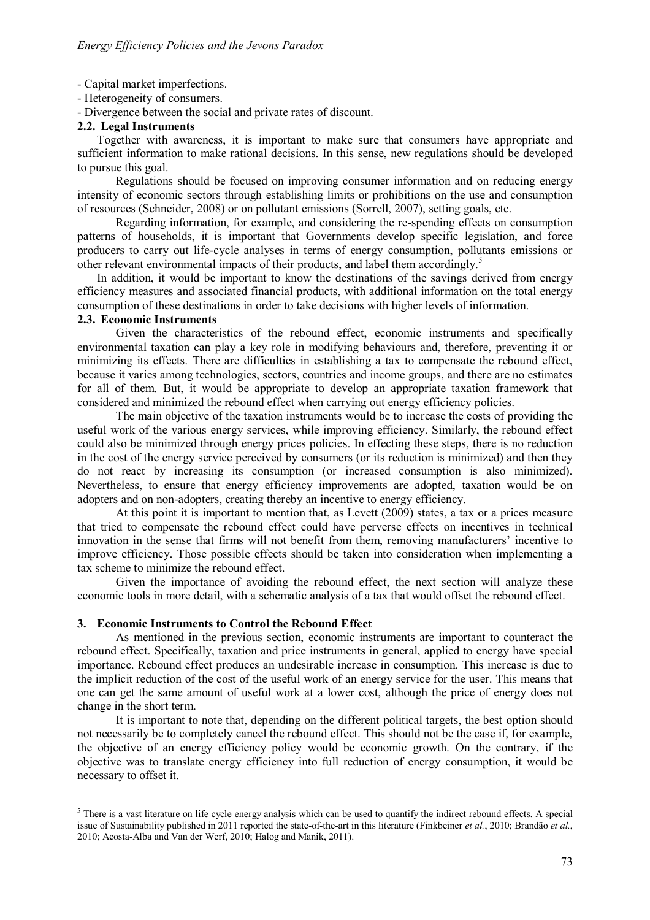- Capital market imperfections.
- Heterogeneity of consumers.
- Divergence between the social and private rates of discount.

### 2.2. Legal Instruments

Together with awareness, it is important to make sure that consumers have appropriate and sufficient information to make rational decisions. In this sense, new regulations should be developed to pursue this goal.

Regulations should be focused on improving consumer information and on reducing energy intensity of economic sectors through establishing limits or prohibitions on the use and consumption of resources (Schneider, 2008) or on pollutant emissions (Sorrell, 2007), setting goals, etc.

Regarding information, for example, and considering the re-spending effects on consumption patterns of households, it is important that Governments develop specific legislation, and force producers to carry out life-cycle analyses in terms of energy consumption, pollutants emissions or other relevant environmental impacts of their products, and label them accordingly.[5]

In addition, it would be important to know the destinations of the savings derived from energy efficiency measures and associated financial products, with additional information on the total energy consumption of these destinations in order to take decisions with higher levels of information.

### 2.3. Economic Instruments

Given the characteristics of the rebound effect, economic instruments and specifically environmental taxation can play a key role in modifying behaviours and, therefore, preventing it or minimizing its effects. There are difficulties in establishing a tax to compensate the rebound effect, because it varies among technologies, sectors, countries and income groups, and there are no estimates for all of them. But, it would be appropriate to develop an appropriate taxation framework that considered and minimized the rebound effect when carrying out energy efficiency policies.

The main objective of the taxation instruments would be to increase the costs of providing the useful work of the various energy services, while improving efficiency. Similarly, the rebound effect could also be minimized through energy prices policies. In effecting these steps, there is no reduction in the cost of the energy service perceived by consumers (or its reduction is minimized) and then they do not react by increasing its consumption (or increased consumption is also minimized). Nevertheless, to ensure that energy efficiency improvements are adopted, taxation would be on adopters and on non-adopters, creating thereby an incentive to energy efficiency.

At this point it is important to mention that, as Levett (2009) states, a tax or a prices measure that tried to compensate the rebound effect could have perverse effects on incentives in technical innovation in the sense that firms will not benefit from them, removing manufacturers' incentive to improve efficiency. Those possible effects should be taken into consideration when implementing a tax scheme to minimize the rebound effect.

Given the importance of avoiding the rebound effect, the next section will analyze these economic tools in more detail, with a schematic analysis of a tax that would offset the rebound effect.

## 3. Economic Instruments to Control the Rebound Effect

As mentioned in the previous section, economic instruments are important to counteract the rebound effect. Specifically, taxation and price instruments in general, applied to energy have special importance. Rebound effect produces an undesirable increase in consumption. This increase is due to the implicit reduction of the cost of the useful work of an energy service for the user. This means that one can get the same amount of useful work at a lower cost, although the price of energy does not change in the short term.

It is important to note that, depending on the different political targets, the best option should not necessarily be to completely cancel the rebound effect. This should not be the case if, for example, the objective of an energy efficiency policy would be economic growth. On the contrary, if the objective was to translate energy efficiency into full reduction of energy consumption, it would be necessary to offset it.

[5] There is a vast literature on life cycle energy analysis which can be used to quantify the indirect rebound effects. A special issue of Sustainability published in 2011 reported the state-of-the-art in this literature (Finkbeiner *et al.*, 2010; Brandão *et al.*, 2010; Acosta-Alba and Van der Werf, 2010; Halog and Manik, 2011).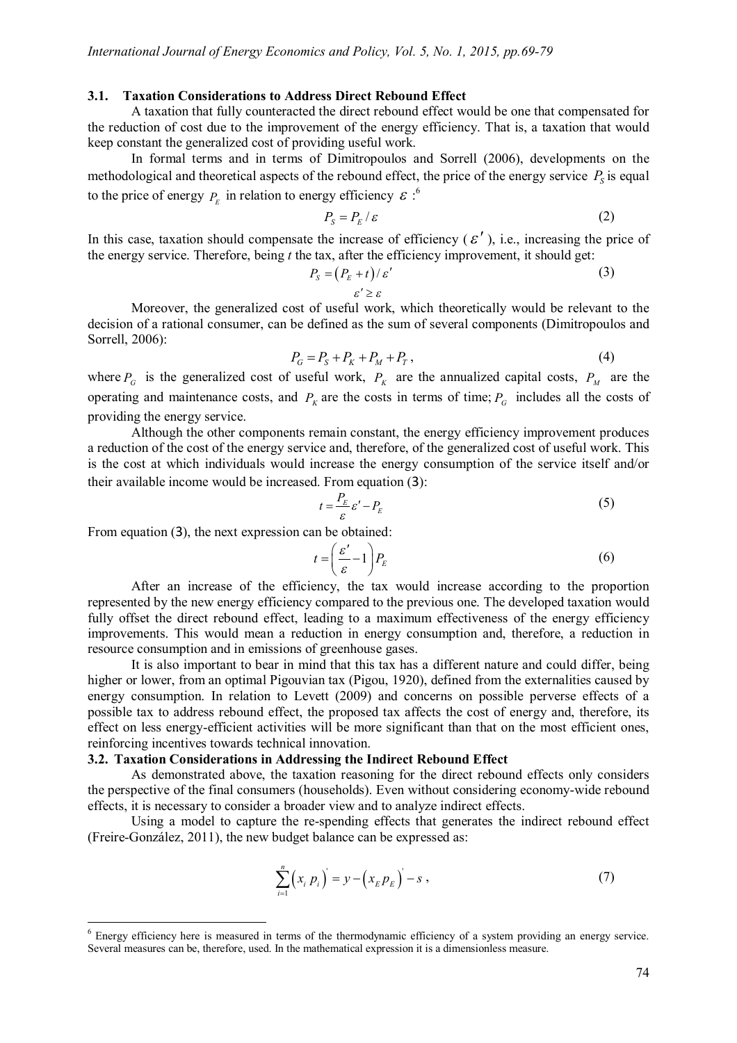### 3.1. Taxation Considerations to Address Direct Rebound Effect

A taxation that fully counteracted the direct rebound effect would be one that compensated for the reduction of cost due to the improvement of the energy efficiency. That is, a taxation that would keep constant the generalized cost of providing useful work.

In formal terms and in terms of Dimitropoulos and Sorrell (2006), developments on the methodological and theoretical aspects of the rebound effect, the price of the energy service $P_S$ is equal to the price of energy $P_E$ in relation to energy efficiency $\varepsilon$ :[6]

$$P_S = P_E / \varepsilon \tag{2}$$

In this case, taxation should compensate the increase of efficiency ($\varepsilon'$), i.e., increasing the price of the energy service. Therefore, being *t* the tax, after the efficiency improvement, it should get:

$$P_S = \left(P_E + t\right) / \varepsilon' \tag{3}$$

$$\varepsilon' \geq \varepsilon$$

Moreover, the generalized cost of useful work, which theoretically would be relevant to the decision of a rational consumer, can be defined as the sum of several components (Dimitropoulos and Sorrell, 2006):

$$P_G = P_S + P_K + P_M + P_T, \tag{4}$$

where $P_G$ is the generalized cost of useful work, $P_K$ are the annualized capital costs, $P_M$ are the operating and maintenance costs, and $P_K$ are the costs in terms of time; $P_G$ includes all the costs of providing the energy service.

Although the other components remain constant, the energy efficiency improvement produces a reduction of the cost of the energy service and, therefore, of the generalized cost of useful work. This is the cost at which individuals would increase the energy consumption of the service itself and/or their available income would be increased. From equation (3):

$$t = \frac{P_E}{\varepsilon}\varepsilon' - P_E \tag{5}$$

From equation (3), the next expression can be obtained:

$$t = \left(\frac{\varepsilon'}{\varepsilon} - 1\right) P_E \tag{6}$$

After an increase of the efficiency, the tax would increase according to the proportion represented by the new energy efficiency compared to the previous one. The developed taxation would fully offset the direct rebound effect, leading to a maximum effectiveness of the energy efficiency improvements. This would mean a reduction in energy consumption and, therefore, a reduction in resource consumption and in emissions of greenhouse gases.

It is also important to bear in mind that this tax has a different nature and could differ, being higher or lower, from an optimal Pigouvian tax (Pigou, 1920), defined from the externalities caused by energy consumption. In relation to Levett (2009) and concerns on possible perverse effects of a possible tax to address rebound effect, the proposed tax affects the cost of energy and, therefore, its effect on less energy-efficient activities will be more significant than that on the most efficient ones, reinforcing incentives towards technical innovation.

### 3.2. Taxation Considerations in Addressing the Indirect Rebound Effect

As demonstrated above, the taxation reasoning for the direct rebound effects only considers the perspective of the final consumers (households). Even without considering economy-wide rebound effects, it is necessary to consider a broader view and to analyze indirect effects.

Using a model to capture the re-spending effects that generates the indirect rebound effect (Freire-González, 2011), the new budget balance can be expressed as:

$$\sum_{i=1}^{n} \left(x_i \, p_i\right)' = y - \left(x_E p_E\right)' - s, \tag{7}$$

[6] Energy efficiency here is measured in terms of the thermodynamic efficiency of a system providing an energy service. Several measures can be, therefore, used. In the mathematical expression it is a dimensionless measure.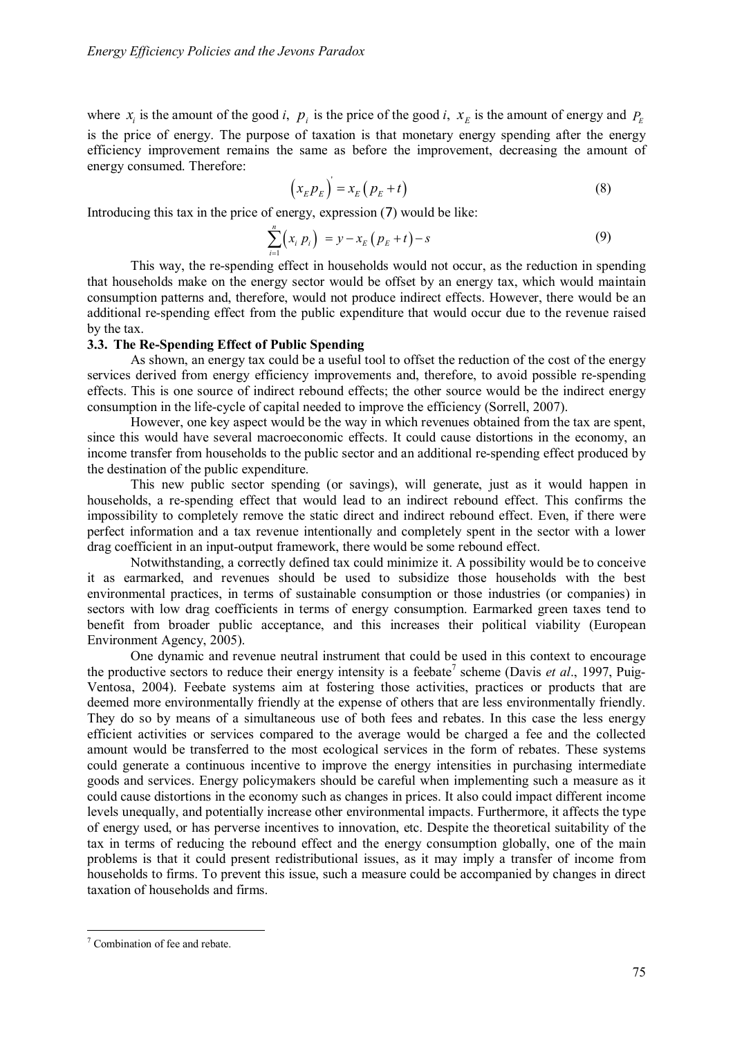where $x_i$ is the amount of the good *i*, $p_i$ is the price of the good *i*, $x_E$ is the amount of energy and $P_E$ is the price of energy. The purpose of taxation is that monetary energy spending after the energy efficiency improvement remains the same as before the improvement, decreasing the amount of energy consumed. Therefore:

$$\left(x_E p_E\right)' = x_E\left(p_E + t\right) \tag{8}$$

Introducing this tax in the price of energy, expression (7) would be like:

$$\sum_{i=1}^{n}\left(x_i\, p_i\right) = y - x_E\left(p_E + t\right) - s \tag{9}$$

This way, the re-spending effect in households would not occur, as the reduction in spending that households make on the energy sector would be offset by an energy tax, which would maintain consumption patterns and, therefore, would not produce indirect effects. However, there would be an additional re-spending effect from the public expenditure that would occur due to the revenue raised by the tax.

### 3.3. The Re-Spending Effect of Public Spending

As shown, an energy tax could be a useful tool to offset the reduction of the cost of the energy services derived from energy efficiency improvements and, therefore, to avoid possible re-spending effects. This is one source of indirect rebound effects; the other source would be the indirect energy consumption in the life-cycle of capital needed to improve the efficiency (Sorrell, 2007).

However, one key aspect would be the way in which revenues obtained from the tax are spent, since this would have several macroeconomic effects. It could cause distortions in the economy, an income transfer from households to the public sector and an additional re-spending effect produced by the destination of the public expenditure.

This new public sector spending (or savings), will generate, just as it would happen in households, a re-spending effect that would lead to an indirect rebound effect. This confirms the impossibility to completely remove the static direct and indirect rebound effect. Even, if there were perfect information and a tax revenue intentionally and completely spent in the sector with a lower drag coefficient in an input-output framework, there would be some rebound effect.

Notwithstanding, a correctly defined tax could minimize it. A possibility would be to conceive it as earmarked, and revenues should be used to subsidize those households with the best environmental practices, in terms of sustainable consumption or those industries (or companies) in sectors with low drag coefficients in terms of energy consumption. Earmarked green taxes tend to benefit from broader public acceptance, and this increases their political viability (European Environment Agency, 2005).

One dynamic and revenue neutral instrument that could be used in this context to encourage the productive sectors to reduce their energy intensity is a feebate[7] scheme (Davis *et al*., 1997, Puig-Ventosa, 2004). Feebate systems aim at fostering those activities, practices or products that are deemed more environmentally friendly at the expense of others that are less environmentally friendly. They do so by means of a simultaneous use of both fees and rebates. In this case the less energy efficient activities or services compared to the average would be charged a fee and the collected amount would be transferred to the most ecological services in the form of rebates. These systems could generate a continuous incentive to improve the energy intensities in purchasing intermediate goods and services. Energy policymakers should be careful when implementing such a measure as it could cause distortions in the economy such as changes in prices. It also could impact different income levels unequally, and potentially increase other environmental impacts. Furthermore, it affects the type of energy used, or has perverse incentives to innovation, etc. Despite the theoretical suitability of the tax in terms of reducing the rebound effect and the energy consumption globally, one of the main problems is that it could present redistributional issues, as it may imply a transfer of income from households to firms. To prevent this issue, such a measure could be accompanied by changes in direct taxation of households and firms.

---

[7] Combination of fee and rebate.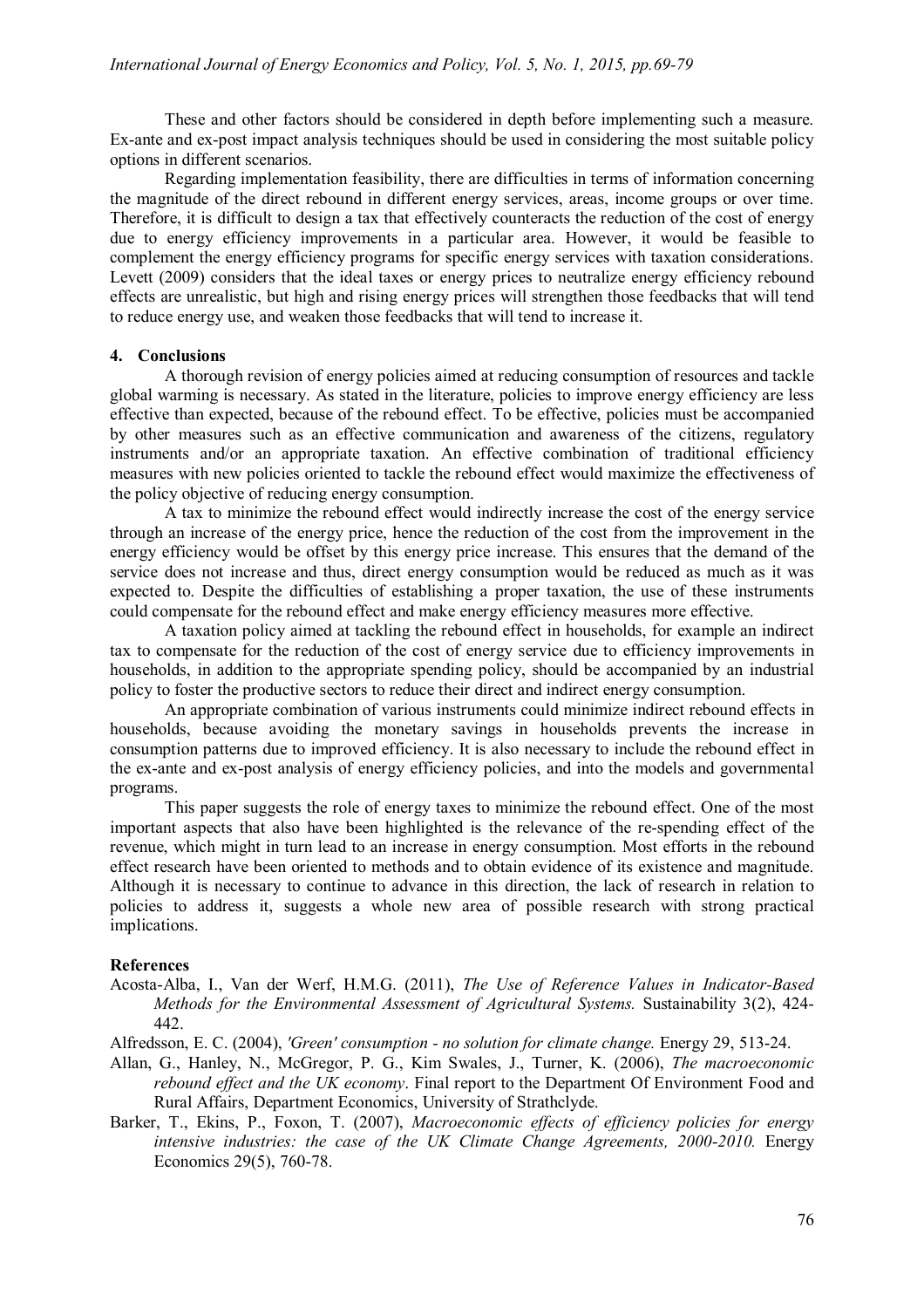These and other factors should be considered in depth before implementing such a measure. Ex-ante and ex-post impact analysis techniques should be used in considering the most suitable policy options in different scenarios.

Regarding implementation feasibility, there are difficulties in terms of information concerning the magnitude of the direct rebound in different energy services, areas, income groups or over time. Therefore, it is difficult to design a tax that effectively counteracts the reduction of the cost of energy due to energy efficiency improvements in a particular area. However, it would be feasible to complement the energy efficiency programs for specific energy services with taxation considerations. Levett (2009) considers that the ideal taxes or energy prices to neutralize energy efficiency rebound effects are unrealistic, but high and rising energy prices will strengthen those feedbacks that will tend to reduce energy use, and weaken those feedbacks that will tend to increase it.

## 4. Conclusions

A thorough revision of energy policies aimed at reducing consumption of resources and tackle global warming is necessary. As stated in the literature, policies to improve energy efficiency are less effective than expected, because of the rebound effect. To be effective, policies must be accompanied by other measures such as an effective communication and awareness of the citizens, regulatory instruments and/or an appropriate taxation. An effective combination of traditional efficiency measures with new policies oriented to tackle the rebound effect would maximize the effectiveness of the policy objective of reducing energy consumption.

A tax to minimize the rebound effect would indirectly increase the cost of the energy service through an increase of the energy price, hence the reduction of the cost from the improvement in the energy efficiency would be offset by this energy price increase. This ensures that the demand of the service does not increase and thus, direct energy consumption would be reduced as much as it was expected to. Despite the difficulties of establishing a proper taxation, the use of these instruments could compensate for the rebound effect and make energy efficiency measures more effective.

A taxation policy aimed at tackling the rebound effect in households, for example an indirect tax to compensate for the reduction of the cost of energy service due to efficiency improvements in households, in addition to the appropriate spending policy, should be accompanied by an industrial policy to foster the productive sectors to reduce their direct and indirect energy consumption.

An appropriate combination of various instruments could minimize indirect rebound effects in households, because avoiding the monetary savings in households prevents the increase in consumption patterns due to improved efficiency. It is also necessary to include the rebound effect in the ex-ante and ex-post analysis of energy efficiency policies, and into the models and governmental programs.

This paper suggests the role of energy taxes to minimize the rebound effect. One of the most important aspects that also have been highlighted is the relevance of the re-spending effect of the revenue, which might in turn lead to an increase in energy consumption. Most efforts in the rebound effect research have been oriented to methods and to obtain evidence of its existence and magnitude. Although it is necessary to continue to advance in this direction, the lack of research in relation to policies to address it, suggests a whole new area of possible research with strong practical implications.

## References

Acosta-Alba, I., Van der Werf, H.M.G. (2011), *The Use of Reference Values in Indicator-Based Methods for the Environmental Assessment of Agricultural Systems.* Sustainability 3(2), 424-442.

Alfredsson, E. C. (2004), *'Green' consumption - no solution for climate change.* Energy 29, 513-24.

Allan, G., Hanley, N., McGregor, P. G., Kim Swales, J., Turner, K. (2006), *The macroeconomic rebound effect and the UK economy*. Final report to the Department Of Environment Food and Rural Affairs, Department Economics, University of Strathclyde.

Barker, T., Ekins, P., Foxon, T. (2007), *Macroeconomic effects of efficiency policies for energy intensive industries: the case of the UK Climate Change Agreements, 2000-2010.* Energy Economics 29(5), 760-78.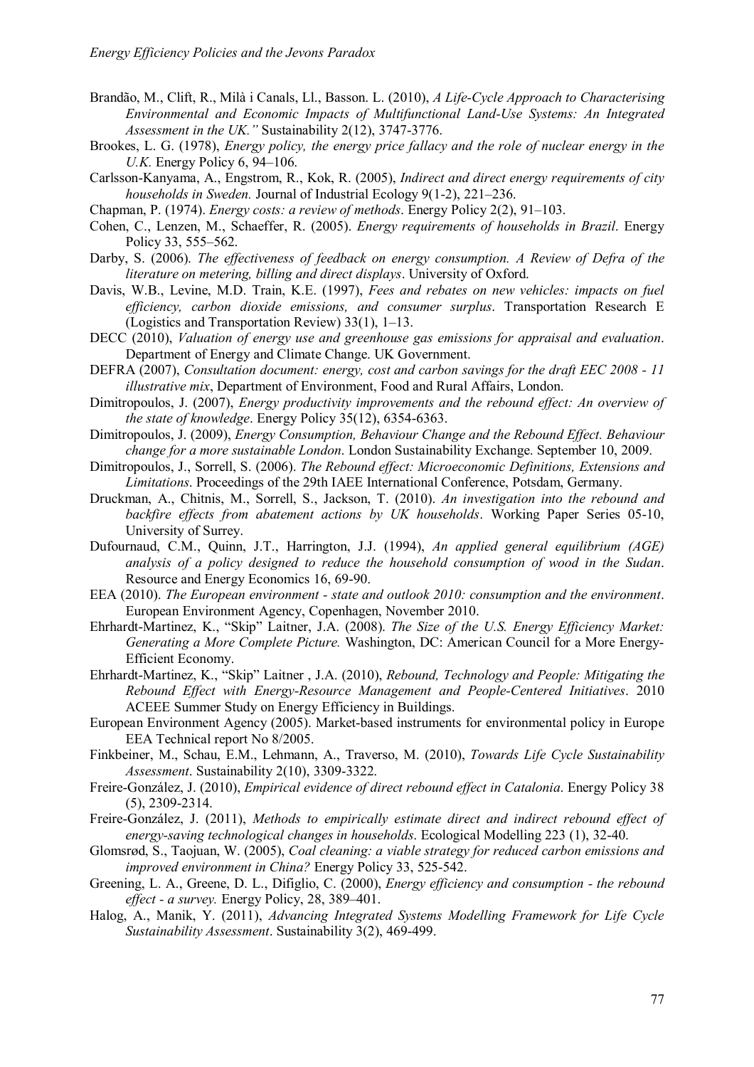Brandão, M., Clift, R., Milà i Canals, Ll., Basson. L. (2010), *A Life-Cycle Approach to Characterising Environmental and Economic Impacts of Multifunctional Land-Use Systems: An Integrated Assessment in the UK."* Sustainability 2(12), 3747-3776.

Brookes, L. G. (1978), *Energy policy, the energy price fallacy and the role of nuclear energy in the U.K.* Energy Policy 6, 94–106.

Carlsson-Kanyama, A., Engstrom, R., Kok, R. (2005), *Indirect and direct energy requirements of city households in Sweden.* Journal of Industrial Ecology 9(1-2), 221–236.

Chapman, P. (1974). *Energy costs: a review of methods*. Energy Policy 2(2), 91–103.

Cohen, C., Lenzen, M., Schaeffer, R. (2005). *Energy requirements of households in Brazil*. Energy Policy 33, 555–562.

Darby, S. (2006). *The effectiveness of feedback on energy consumption. A Review of Defra of the literature on metering, billing and direct displays*. University of Oxford.

Davis, W.B., Levine, M.D. Train, K.E. (1997), *Fees and rebates on new vehicles: impacts on fuel efficiency, carbon dioxide emissions, and consumer surplus*. Transportation Research E (Logistics and Transportation Review) 33(1), 1–13.

DECC (2010), *Valuation of energy use and greenhouse gas emissions for appraisal and evaluation*. Department of Energy and Climate Change. UK Government.

DEFRA (2007), *Consultation document: energy, cost and carbon savings for the draft EEC 2008 - 11 illustrative mix*, Department of Environment, Food and Rural Affairs, London.

Dimitropoulos, J. (2007), *Energy productivity improvements and the rebound effect: An overview of the state of knowledge*. Energy Policy 35(12), 6354-6363.

Dimitropoulos, J. (2009), *Energy Consumption, Behaviour Change and the Rebound Effect. Behaviour change for a more sustainable London*. London Sustainability Exchange. September 10, 2009.

Dimitropoulos, J., Sorrell, S. (2006). *The Rebound effect: Microeconomic Definitions, Extensions and Limitations*. Proceedings of the 29th IAEE International Conference, Potsdam, Germany.

Druckman, A., Chitnis, M., Sorrell, S., Jackson, T. (2010). *An investigation into the rebound and backfire effects from abatement actions by UK households*. Working Paper Series 05-10, University of Surrey.

Dufournaud, C.M., Quinn, J.T., Harrington, J.J. (1994), *An applied general equilibrium (AGE) analysis of a policy designed to reduce the household consumption of wood in the Sudan*. Resource and Energy Economics 16, 69-90.

EEA (2010). *The European environment - state and outlook 2010: consumption and the environment*. European Environment Agency, Copenhagen, November 2010.

Ehrhardt-Martinez, K., "Skip" Laitner, J.A. (2008). *The Size of the U.S. Energy Efficiency Market: Generating a More Complete Picture.* Washington, DC: American Council for a More Energy-Efficient Economy.

Ehrhardt-Martinez, K., "Skip" Laitner , J.A. (2010), *Rebound, Technology and People: Mitigating the Rebound Effect with Energy-Resource Management and People-Centered Initiatives*. 2010 ACEEE Summer Study on Energy Efficiency in Buildings.

European Environment Agency (2005). Market-based instruments for environmental policy in Europe EEA Technical report No 8/2005.

Finkbeiner, M., Schau, E.M., Lehmann, A., Traverso, M. (2010), *Towards Life Cycle Sustainability Assessment*. Sustainability 2(10), 3309-3322.

Freire-González, J. (2010), *Empirical evidence of direct rebound effect in Catalonia*. Energy Policy 38 (5), 2309-2314.

Freire-González, J. (2011), *Methods to empirically estimate direct and indirect rebound effect of energy-saving technological changes in households*. Ecological Modelling 223 (1), 32-40.

Glomsrød, S., Taojuan, W. (2005), *Coal cleaning: a viable strategy for reduced carbon emissions and improved environment in China?* Energy Policy 33, 525-542.

Greening, L. A., Greene, D. L., Difiglio, C. (2000), *Energy efficiency and consumption - the rebound effect - a survey.* Energy Policy, 28, 389–401.

Halog, A., Manik, Y. (2011), *Advancing Integrated Systems Modelling Framework for Life Cycle Sustainability Assessment*. Sustainability 3(2), 469-499.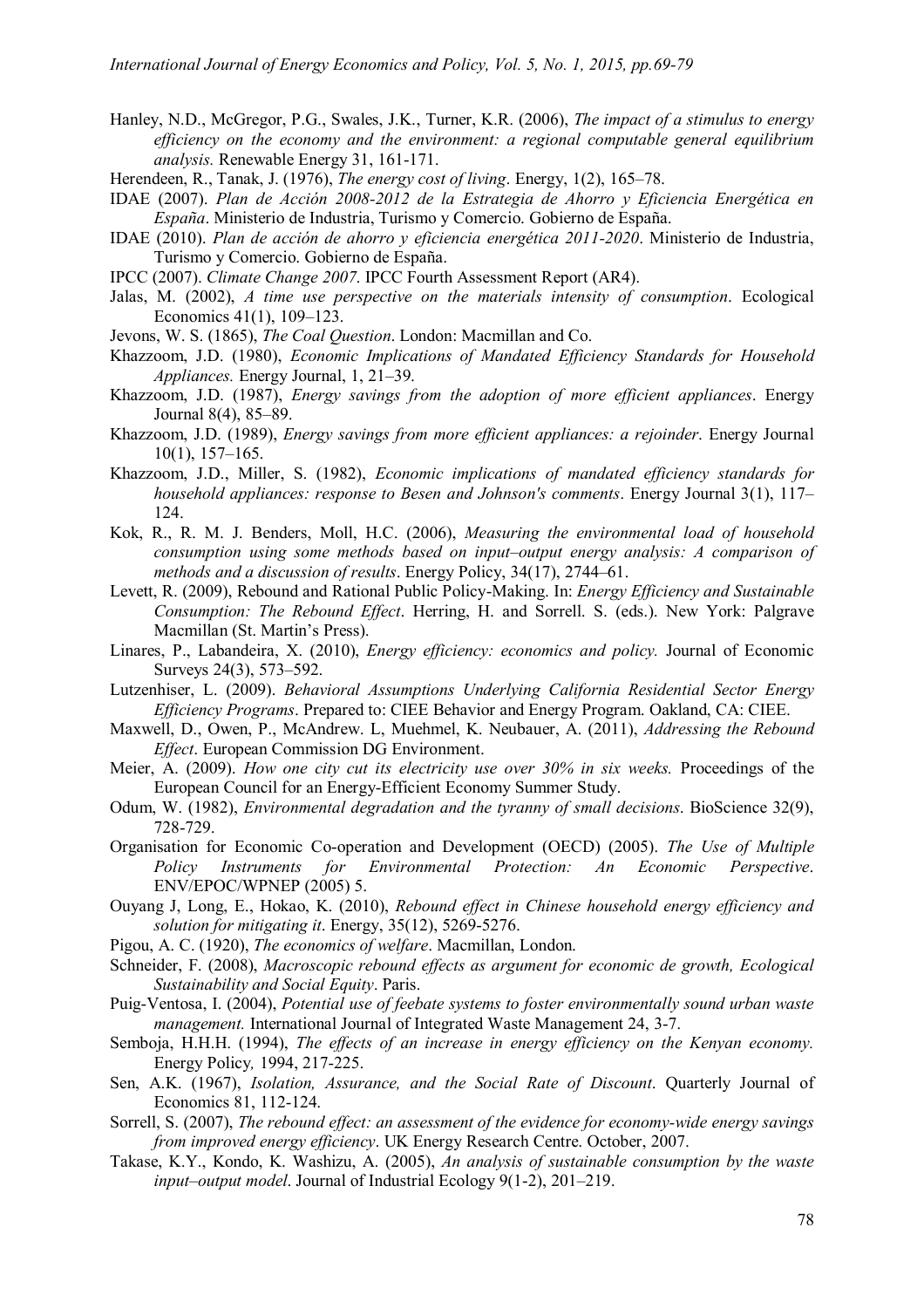Hanley, N.D., McGregor, P.G., Swales, J.K., Turner, K.R. (2006), *The impact of a stimulus to energy efficiency on the economy and the environment: a regional computable general equilibrium analysis.* Renewable Energy 31, 161-171.

Herendeen, R., Tanak, J. (1976), *The energy cost of living*. Energy, 1(2), 165–78.

IDAE (2007). *Plan de Acción 2008-2012 de la Estrategia de Ahorro y Eficiencia Energética en España*. Ministerio de Industria, Turismo y Comercio. Gobierno de España.

IDAE (2010). *Plan de acción de ahorro y eficiencia energética 2011-2020*. Ministerio de Industria, Turismo y Comercio. Gobierno de España.

IPCC (2007). *Climate Change 2007.* IPCC Fourth Assessment Report (AR4).

Jalas, M. (2002), *A time use perspective on the materials intensity of consumption*. Ecological Economics 41(1), 109–123.

Jevons, W. S. (1865), *The Coal Question*. London: Macmillan and Co.

Khazzoom, J.D. (1980), *Economic Implications of Mandated Efficiency Standards for Household Appliances.* Energy Journal, 1, 21–39.

Khazzoom, J.D. (1987), *Energy savings from the adoption of more efficient appliances*. Energy Journal 8(4), 85–89.

Khazzoom, J.D. (1989), *Energy savings from more efficient appliances: a rejoinder*. Energy Journal 10(1), 157–165.

Khazzoom, J.D., Miller, S. (1982), *Economic implications of mandated efficiency standards for household appliances: response to Besen and Johnson's comments*. Energy Journal 3(1), 117–124.

Kok, R., R. M. J. Benders, Moll, H.C. (2006), *Measuring the environmental load of household consumption using some methods based on input–output energy analysis: A comparison of methods and a discussion of results*. Energy Policy, 34(17), 2744–61.

Levett, R. (2009), Rebound and Rational Public Policy-Making. In: *Energy Efficiency and Sustainable Consumption: The Rebound Effect*. Herring, H. and Sorrell. S. (eds.). New York: Palgrave Macmillan (St. Martin's Press).

Linares, P., Labandeira, X. (2010), *Energy efficiency: economics and policy.* Journal of Economic Surveys 24(3), 573–592.

Lutzenhiser, L. (2009). *Behavioral Assumptions Underlying California Residential Sector Energy Efficiency Programs*. Prepared to: CIEE Behavior and Energy Program. Oakland, CA: CIEE.

Maxwell, D., Owen, P., McAndrew. L, Muehmel, K. Neubauer, A. (2011), *Addressing the Rebound Effect*. European Commission DG Environment.

Meier, A. (2009). *How one city cut its electricity use over 30% in six weeks.* Proceedings of the European Council for an Energy-Efficient Economy Summer Study.

Odum, W. (1982), *Environmental degradation and the tyranny of small decisions*. BioScience 32(9), 728-729.

Organisation for Economic Co-operation and Development (OECD) (2005). *The Use of Multiple Policy Instruments for Environmental Protection: An Economic Perspective*. ENV/EPOC/WPNEP (2005) 5.

Ouyang J, Long, E., Hokao, K. (2010), *Rebound effect in Chinese household energy efficiency and solution for mitigating it*. Energy, 35(12), 5269-5276.

Pigou, A. C. (1920), *The economics of welfare*. Macmillan, London.

Schneider, F. (2008), *Macroscopic rebound effects as argument for economic de growth, Ecological Sustainability and Social Equity*. Paris.

Puig-Ventosa, I. (2004), *Potential use of feebate systems to foster environmentally sound urban waste management.* International Journal of Integrated Waste Management 24, 3-7.

Semboja, H.H.H. (1994), *The effects of an increase in energy efficiency on the Kenyan economy.* Energy Policy*,* 1994, 217-225.

Sen, A.K. (1967), *Isolation, Assurance, and the Social Rate of Discount*. Quarterly Journal of Economics 81, 112-124.

Sorrell, S. (2007), *The rebound effect: an assessment of the evidence for economy-wide energy savings from improved energy efficiency*. UK Energy Research Centre. October, 2007.

Takase, K.Y., Kondo, K. Washizu, A. (2005), *An analysis of sustainable consumption by the waste input–output model*. Journal of Industrial Ecology 9(1-2), 201–219.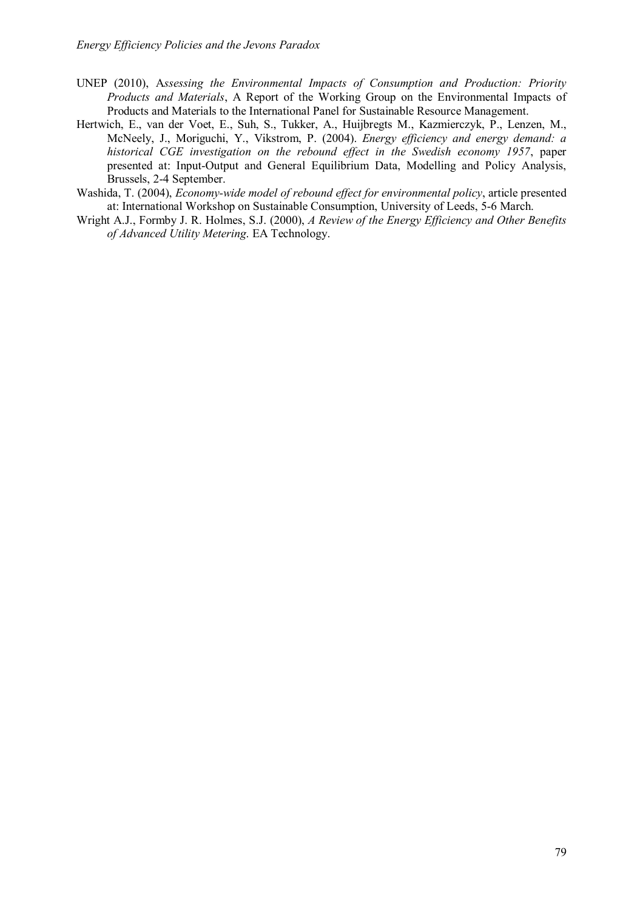UNEP (2010), A*ssessing the Environmental Impacts of Consumption and Production: Priority Products and Materials*, A Report of the Working Group on the Environmental Impacts of Products and Materials to the International Panel for Sustainable Resource Management.

Hertwich, E., van der Voet, E., Suh, S., Tukker, A., Huijbregts M., Kazmierczyk, P., Lenzen, M., McNeely, J., Moriguchi, Y., Vikstrom, P. (2004). *Energy efficiency and energy demand: a historical CGE investigation on the rebound effect in the Swedish economy 1957*, paper presented at: Input-Output and General Equilibrium Data, Modelling and Policy Analysis, Brussels, 2-4 September.

Washida, T. (2004), *Economy-wide model of rebound effect for environmental policy*, article presented at: International Workshop on Sustainable Consumption, University of Leeds, 5-6 March.

Wright A.J., Formby J. R. Holmes, S.J. (2000), *A Review of the Energy Efficiency and Other Benefits of Advanced Utility Metering*. EA Technology.